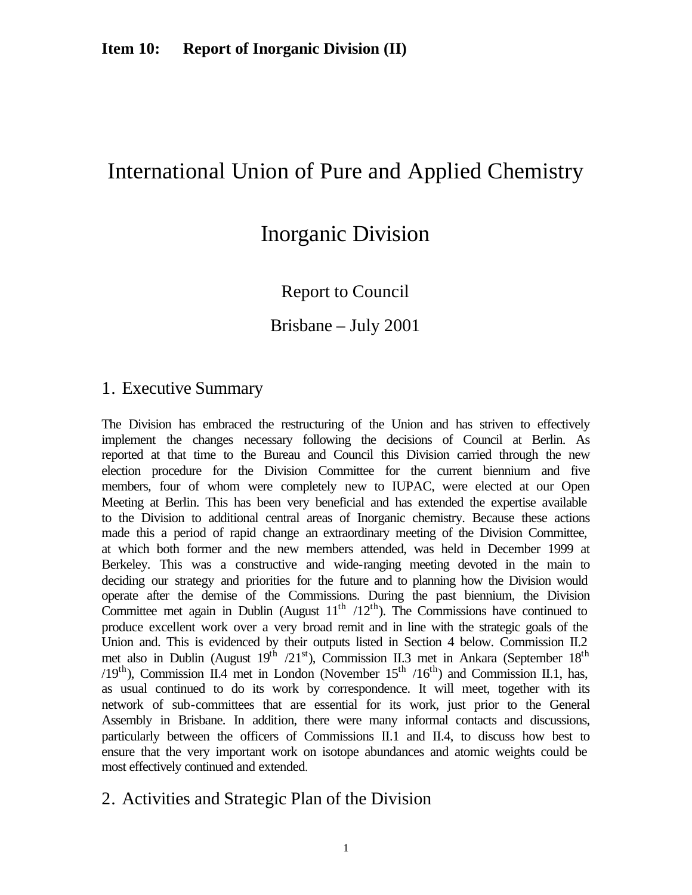**Item 10: Report of Inorganic Division (II)**

# International Union of Pure and Applied Chemistry

# Inorganic Division

Report to Council

Brisbane – July 2001

## 1. Executive Summary

The Division has embraced the restructuring of the Union and has striven to effectively implement the changes necessary following the decisions of Council at Berlin. As reported at that time to the Bureau and Council this Division carried through the new election procedure for the Division Committee for the current biennium and five members, four of whom were completely new to IUPAC, were elected at our Open Meeting at Berlin. This has been very beneficial and has extended the expertise available to the Division to additional central areas of Inorganic chemistry. Because these actions made this a period of rapid change an extraordinary meeting of the Division Committee, at which both former and the new members attended, was held in December 1999 at Berkeley. This was a constructive and wide-ranging meeting devoted in the main to deciding our strategy and priorities for the future and to planning how the Division would operate after the demise of the Commissions. During the past biennium, the Division Committee met again in Dublin (August 11th /12th). The Commissions have continued to produce excellent work over a very broad remit and in line with the strategic goals of the Union and. This is evidenced by their outputs listed in Section 4 below. Commission II.2 met also in Dublin (August 19th /21st), Commission II.3 met in Ankara (September 18th /19th), Commission II.4 met in London (November 15th /16th) and Commission II.1, has, as usual continued to do its work by correspondence. It will meet, together with its network of sub-committees that are essential for its work, just prior to the General Assembly in Brisbane. In addition, there were many informal contacts and discussions, particularly between the officers of Commissions II.1 and II.4, to discuss how best to ensure that the very important work on isotope abundances and atomic weights could be most effectively continued and extended.

## 2. Activities and Strategic Plan of the Division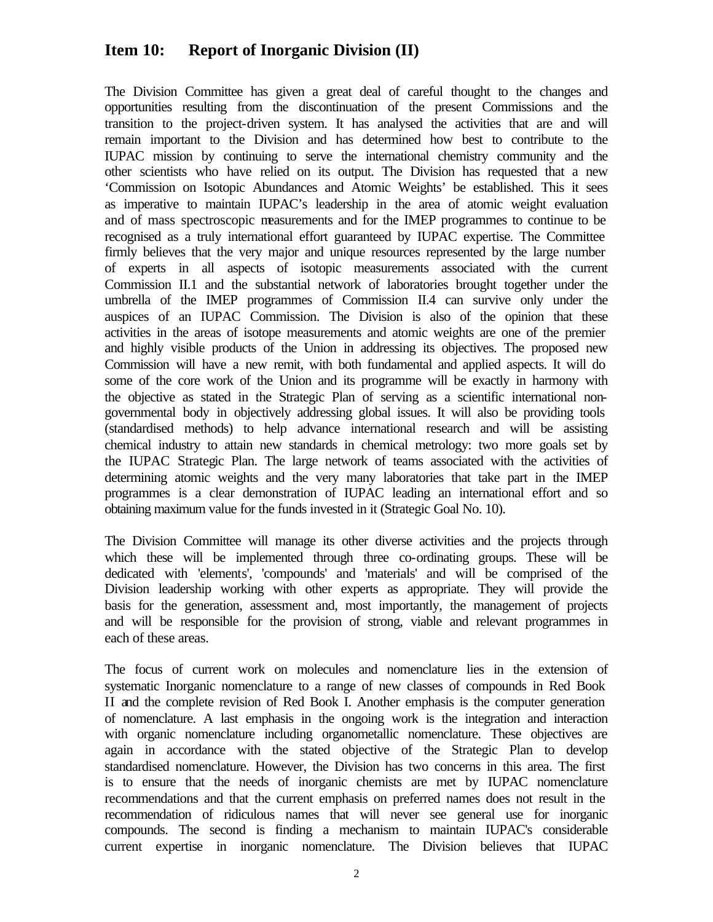## Item 10: Report of Inorganic Division (II)

The Division Committee has given a great deal of careful thought to the changes and opportunities resulting from the discontinuation of the present Commissions and the transition to the project-driven system. It has analysed the activities that are and will remain important to the Division and has determined how best to contribute to the IUPAC mission by continuing to serve the international chemistry community and the other scientists who have relied on its output. The Division has requested that a new 'Commission on Isotopic Abundances and Atomic Weights' be established. This it sees as imperative to maintain IUPAC's leadership in the area of atomic weight evaluation and of mass spectroscopic measurements and for the IMEP programmes to continue to be recognised as a truly international effort guaranteed by IUPAC expertise. The Committee firmly believes that the very major and unique resources represented by the large number of experts in all aspects of isotopic measurements associated with the current Commission II.1 and the substantial network of laboratories brought together under the umbrella of the IMEP programmes of Commission II.4 can survive only under the auspices of an IUPAC Commission. The Division is also of the opinion that these activities in the areas of isotope measurements and atomic weights are one of the premier and highly visible products of the Union in addressing its objectives. The proposed new Commission will have a new remit, with both fundamental and applied aspects. It will do some of the core work of the Union and its programme will be exactly in harmony with the objective as stated in the Strategic Plan of serving as a scientific international non-governmental body in objectively addressing global issues. It will also be providing tools (standardised methods) to help advance international research and will be assisting chemical industry to attain new standards in chemical metrology: two more goals set by the IUPAC Strategic Plan. The large network of teams associated with the activities of determining atomic weights and the very many laboratories that take part in the IMEP programmes is a clear demonstration of IUPAC leading an international effort and so obtaining maximum value for the funds invested in it (Strategic Goal No. 10).

The Division Committee will manage its other diverse activities and the projects through which these will be implemented through three co-ordinating groups. These will be dedicated with 'elements', 'compounds' and 'materials' and will be comprised of the Division leadership working with other experts as appropriate. They will provide the basis for the generation, assessment and, most importantly, the management of projects and will be responsible for the provision of strong, viable and relevant programmes in each of these areas.

The focus of current work on molecules and nomenclature lies in the extension of systematic Inorganic nomenclature to a range of new classes of compounds in Red Book II and the complete revision of Red Book I. Another emphasis is the computer generation of nomenclature. A last emphasis in the ongoing work is the integration and interaction with organic nomenclature including organometallic nomenclature. These objectives are again in accordance with the stated objective of the Strategic Plan to develop standardised nomenclature. However, the Division has two concerns in this area. The first is to ensure that the needs of inorganic chemists are met by IUPAC nomenclature recommendations and that the current emphasis on preferred names does not result in the recommendation of ridiculous names that will never see general use for inorganic compounds. The second is finding a mechanism to maintain IUPAC's considerable current expertise in inorganic nomenclature. The Division believes that IUPAC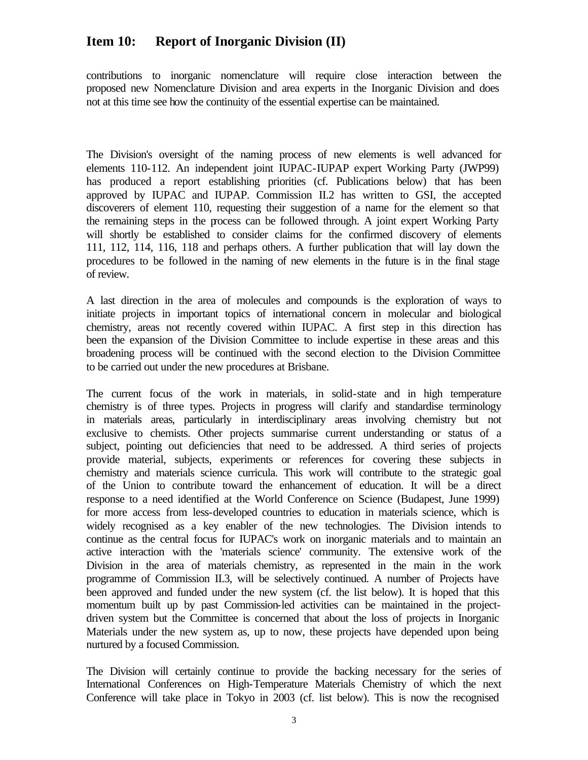contributions to inorganic nomenclature will require close interaction between the proposed new Nomenclature Division and area experts in the Inorganic Division and does not at this time see how the continuity of the essential expertise can be maintained.

The Division's oversight of the naming process of new elements is well advanced for elements 110-112. An independent joint IUPAC-IUPAP expert Working Party (JWP99) has produced a report establishing priorities (cf. Publications below) that has been approved by IUPAC and IUPAP. Commission II.2 has written to GSI, the accepted discoverers of element 110, requesting their suggestion of a name for the element so that the remaining steps in the process can be followed through. A joint expert Working Party will shortly be established to consider claims for the confirmed discovery of elements 111, 112, 114, 116, 118 and perhaps others. A further publication that will lay down the procedures to be followed in the naming of new elements in the future is in the final stage of review.

A last direction in the area of molecules and compounds is the exploration of ways to initiate projects in important topics of international concern in molecular and biological chemistry, areas not recently covered within IUPAC. A first step in this direction has been the expansion of the Division Committee to include expertise in these areas and this broadening process will be continued with the second election to the Division Committee to be carried out under the new procedures at Brisbane.

The current focus of the work in materials, in solid-state and in high temperature chemistry is of three types. Projects in progress will clarify and standardise terminology in materials areas, particularly in interdisciplinary areas involving chemistry but not exclusive to chemists. Other projects summarise current understanding or status of a subject, pointing out deficiencies that need to be addressed. A third series of projects provide material, subjects, experiments or references for covering these subjects in chemistry and materials science curricula. This work will contribute to the strategic goal of the Union to contribute toward the enhancement of education. It will be a direct response to a need identified at the World Conference on Science (Budapest, June 1999) for more access from less-developed countries to education in materials science, which is widely recognised as a key enabler of the new technologies. The Division intends to continue as the central focus for IUPAC's work on inorganic materials and to maintain an active interaction with the 'materials science' community. The extensive work of the Division in the area of materials chemistry, as represented in the main in the work programme of Commission II.3, will be selectively continued. A number of Projects have been approved and funded under the new system (cf. the list below). It is hoped that this momentum built up by past Commission-led activities can be maintained in the project-driven system but the Committee is concerned that about the loss of projects in Inorganic Materials under the new system as, up to now, these projects have depended upon being nurtured by a focused Commission.

The Division will certainly continue to provide the backing necessary for the series of International Conferences on High-Temperature Materials Chemistry of which the next Conference will take place in Tokyo in 2003 (cf. list below). This is now the recognised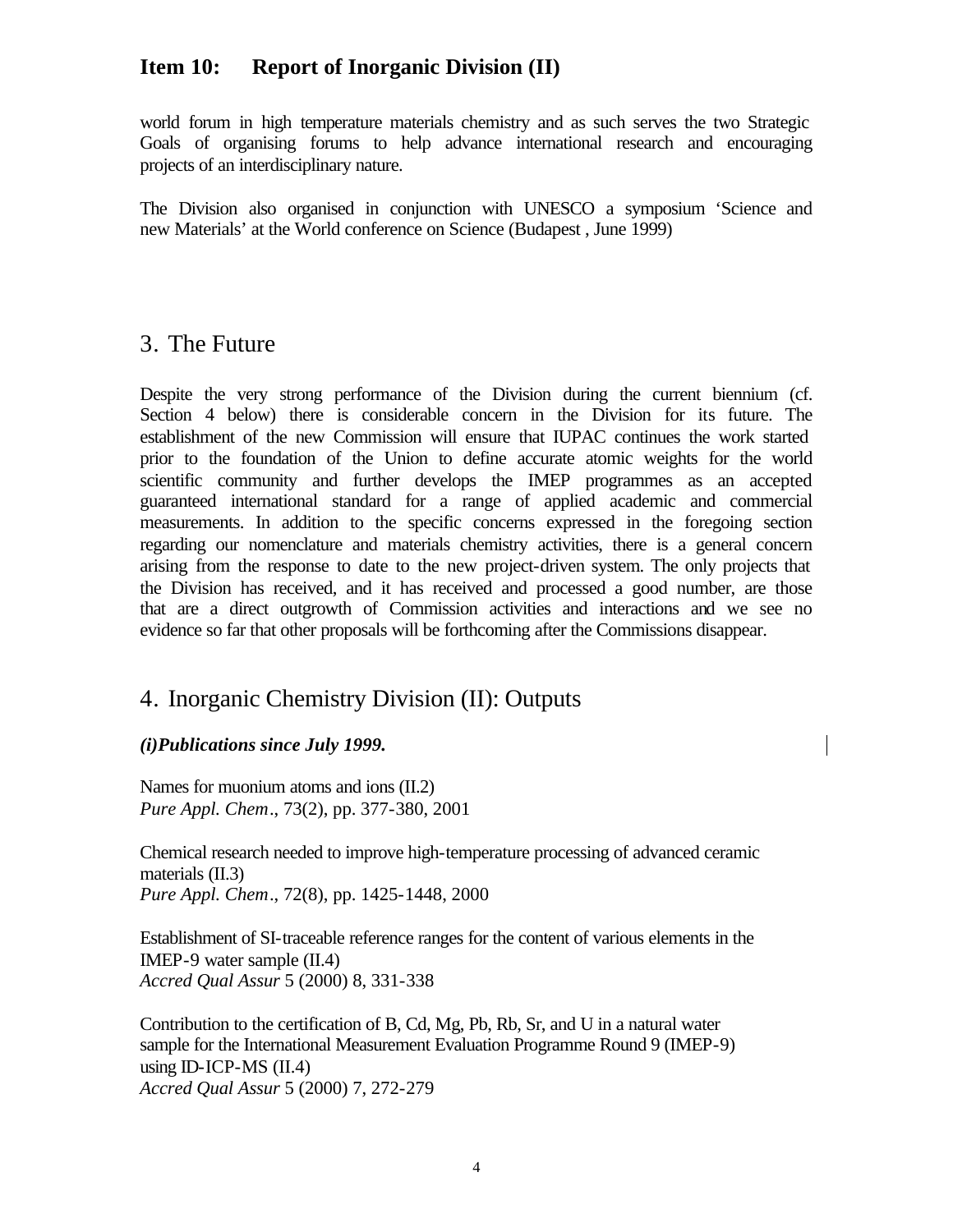world forum in high temperature materials chemistry and as such serves the two Strategic Goals of organising forums to help advance international research and encouraging projects of an interdisciplinary nature.

The Division also organised in conjunction with UNESCO a symposium 'Science and new Materials' at the World conference on Science (Budapest , June 1999)

## 3. The Future

Despite the very strong performance of the Division during the current biennium (cf. Section 4 below) there is considerable concern in the Division for its future. The establishment of the new Commission will ensure that IUPAC continues the work started prior to the foundation of the Union to define accurate atomic weights for the world scientific community and further develops the IMEP programmes as an accepted guaranteed international standard for a range of applied academic and commercial measurements. In addition to the specific concerns expressed in the foregoing section regarding our nomenclature and materials chemistry activities, there is a general concern arising from the response to date to the new project-driven system. The only projects that the Division has received, and it has received and processed a good number, are those that are a direct outgrowth of Commission activities and interactions and we see no evidence so far that other proposals will be forthcoming after the Commissions disappear.

## 4. Inorganic Chemistry Division (II): Outputs

***(i)Publications since July 1999.***

Names for muonium atoms and ions (II.2)
*Pure Appl. Chem*., 73(2), pp. 377-380, 2001

Chemical research needed to improve high-temperature processing of advanced ceramic materials (II.3)
*Pure Appl. Chem*., 72(8), pp. 1425-1448, 2000

Establishment of SI-traceable reference ranges for the content of various elements in the IMEP-9 water sample (II.4)
*Accred Qual Assur* 5 (2000) 8, 331-338

Contribution to the certification of B, Cd, Mg, Pb, Rb, Sr, and U in a natural water sample for the International Measurement Evaluation Programme Round 9 (IMEP-9) using ID-ICP-MS (II.4)
*Accred Qual Assur* 5 (2000) 7, 272-279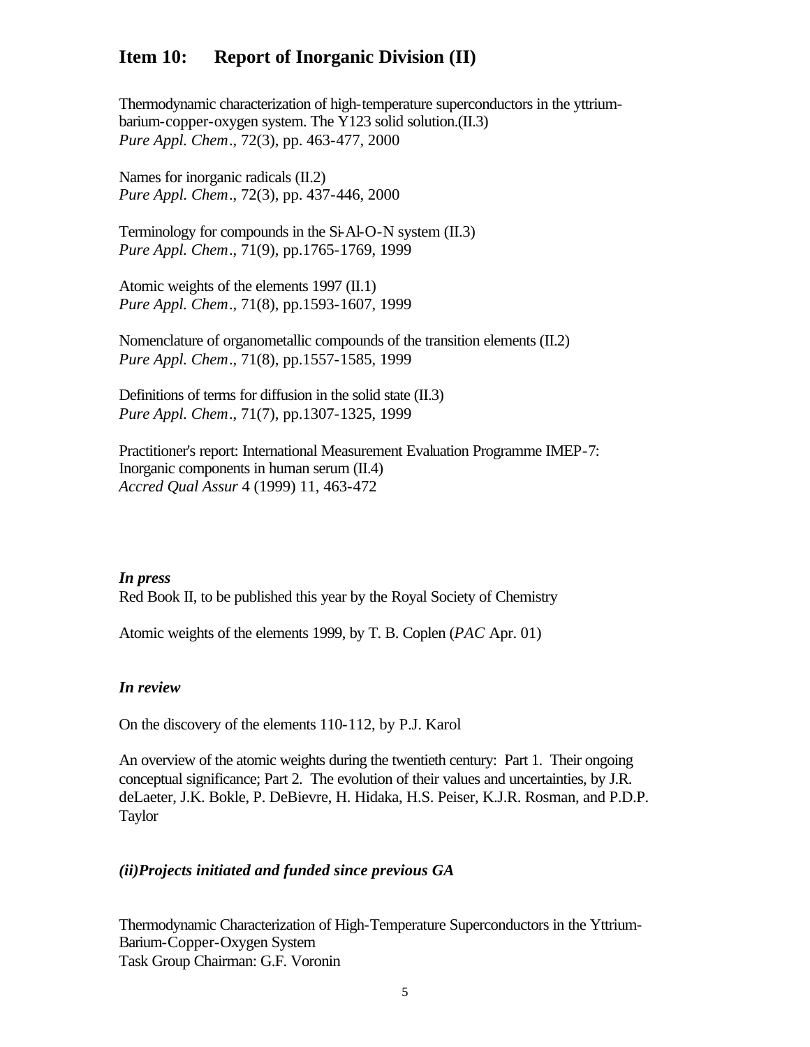## Item 10: Report of Inorganic Division (II)

Thermodynamic characterization of high-temperature superconductors in the yttrium-barium-copper-oxygen system. The Y123 solid solution.(II.3)
*Pure Appl. Chem*., 72(3), pp. 463-477, 2000

Names for inorganic radicals (II.2)
*Pure Appl. Chem*., 72(3), pp. 437-446, 2000

Terminology for compounds in the Si-Al-O-N system (II.3)
*Pure Appl. Chem*., 71(9), pp.1765-1769, 1999

Atomic weights of the elements 1997 (II.1)
*Pure Appl. Chem*., 71(8), pp.1593-1607, 1999

Nomenclature of organometallic compounds of the transition elements (II.2)
*Pure Appl. Chem*., 71(8), pp.1557-1585, 1999

Definitions of terms for diffusion in the solid state (II.3)
*Pure Appl. Chem*., 71(7), pp.1307-1325, 1999

Practitioner's report: International Measurement Evaluation Programme IMEP-7: Inorganic components in human serum (II.4)
*Accred Qual Assur* 4 (1999) 11, 463-472

***In press***

Red Book II, to be published this year by the Royal Society of Chemistry

Atomic weights of the elements 1999, by T. B. Coplen (*PAC* Apr. 01)

***In review***

On the discovery of the elements 110-112, by P.J. Karol

An overview of the atomic weights during the twentieth century: Part 1. Their ongoing conceptual significance; Part 2. The evolution of their values and uncertainties, by J.R. deLaeter, J.K. Bokle, P. DeBievre, H. Hidaka, H.S. Peiser, K.J.R. Rosman, and P.D.P. Taylor

***(ii)Projects initiated and funded since previous GA***

Thermodynamic Characterization of High-Temperature Superconductors in the Yttrium-Barium-Copper-Oxygen System
Task Group Chairman: G.F. Voronin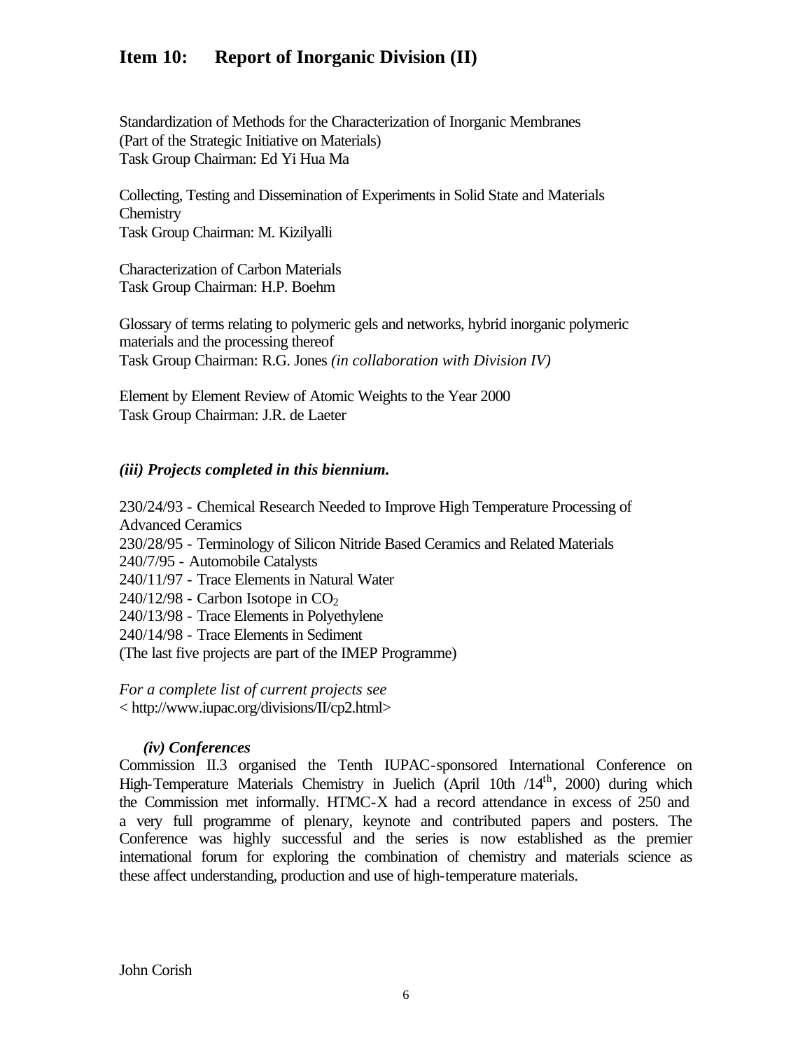# Item 10: Report of Inorganic Division (II)

Standardization of Methods for the Characterization of Inorganic Membranes
(Part of the Strategic Initiative on Materials)
Task Group Chairman: Ed Yi Hua Ma

Collecting, Testing and Dissemination of Experiments in Solid State and Materials Chemistry
Task Group Chairman: M. Kizilyalli

Characterization of Carbon Materials
Task Group Chairman: H.P. Boehm

Glossary of terms relating to polymeric gels and networks, hybrid inorganic polymeric materials and the processing thereof
Task Group Chairman: R.G. Jones *(in collaboration with Division IV)*

Element by Element Review of Atomic Weights to the Year 2000
Task Group Chairman: J.R. de Laeter

### *(iii) Projects completed in this biennium.*

230/24/93 - Chemical Research Needed to Improve High Temperature Processing of Advanced Ceramics
230/28/95 - Terminology of Silicon Nitride Based Ceramics and Related Materials
240/7/95 - Automobile Catalysts
240/11/97 - Trace Elements in Natural Water
240/12/98 - Carbon Isotope in $CO_2$
240/13/98 - Trace Elements in Polyethylene
240/14/98 - Trace Elements in Sediment
(The last five projects are part of the IMEP Programme)

*For a complete list of current projects see*
< http://www.iupac.org/divisions/II/cp2.html>

### *(iv) Conferences*

Commission II.3 organised the Tenth IUPAC-sponsored International Conference on High-Temperature Materials Chemistry in Juelich (April 10th /14th, 2000) during which the Commission met informally. HTMC-X had a record attendance in excess of 250 and a very full programme of plenary, keynote and contributed papers and posters. The Conference was highly successful and the series is now established as the premier international forum for exploring the combination of chemistry and materials science as these affect understanding, production and use of high-temperature materials.

John Corish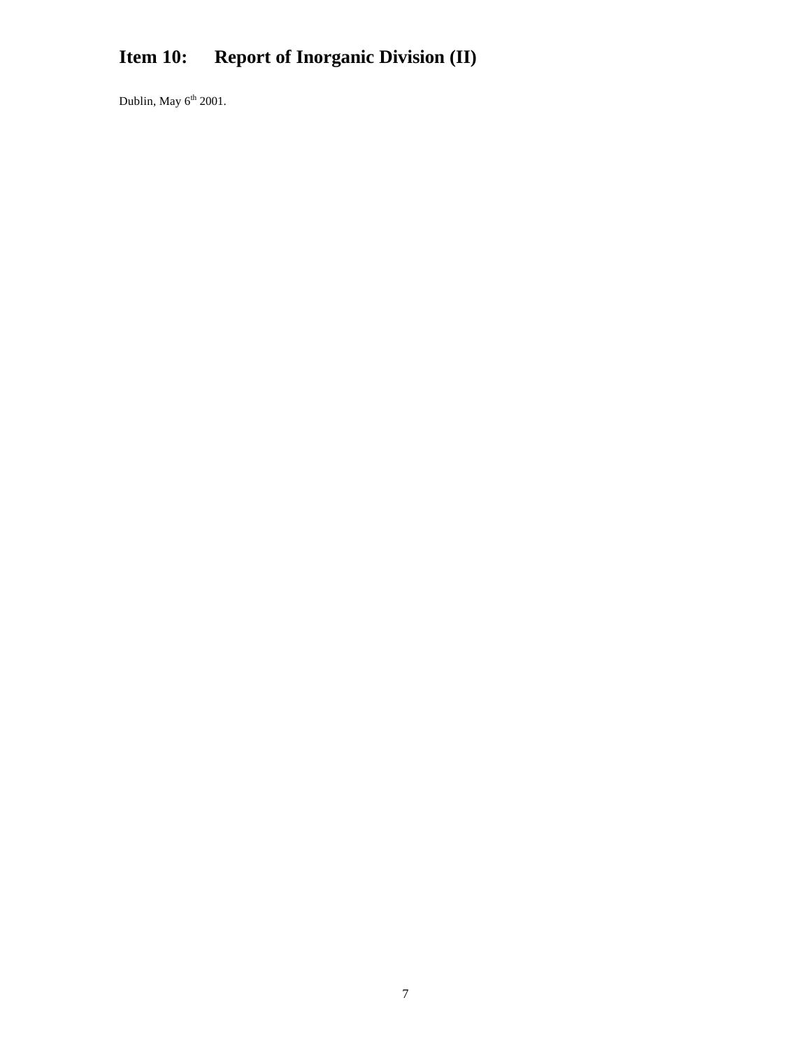# Item 10: Report of Inorganic Division (II)

Dublin, May 6th 2001.